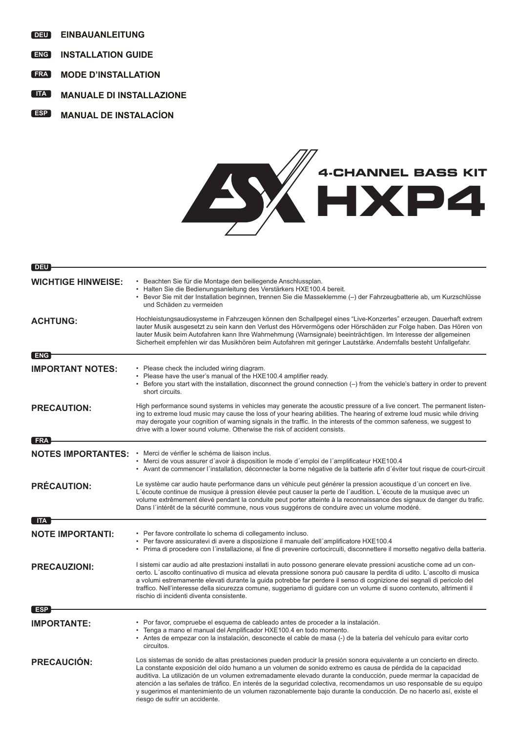**DEU** EINBAUANLEITUNG

**ENG** INSTALLATION GUIDE

**FRA** MODE D'INSTALLATION

**ITA** MANUALE DI INSTALLAZIONE

**ESP** MANUAL DE INSTALACÍON

# ESX 4-CHANNEL BASS KIT HXP4

## DEU

**WICHTIGE HINWEISE:**

- Beachten Sie für die Montage den beiliegende Anschlussplan.
- Halten Sie die Bedienungsanleitung des Verstärkers HXE100.4 bereit.
- Bevor Sie mit der Installation beginnen, trennen Sie die Masseklemme (–) der Fahrzeugbatterie ab, um Kurzschlüsse und Schäden zu vermeiden

**ACHTUNG:**

Hochleistungsaudiosysteme in Fahrzeugen können den Schallpegel eines "Live-Konzertes" erzeugen. Dauerhaft extrem lauter Musik ausgesetzt zu sein kann den Verlust des Hörvermögens oder Hörschäden zur Folge haben. Das Hören von lauter Musik beim Autofahren kann Ihre Wahrnehmung (Warnsignale) beeinträchtigen. Im Interesse der allgemeinen Sicherheit empfehlen wir das Musikhören beim Autofahren mit geringer Lautstärke. Andernfalls besteht Unfallgefahr.

## ENG

**IMPORTANT NOTES:**

- Please check the included wiring diagram.
- Please have the user's manual of the HXE100.4 amplifier ready.
- Before you start with the installation, disconnect the ground connection (–) from the vehicle's battery in order to prevent short circuits.

**PRECAUTION:**

High performance sound systems in vehicles may generate the acoustic pressure of a live concert. The permanent listening to extreme loud music may cause the loss of your hearing abilities. The hearing of extreme loud music while driving may derogate your cognition of warning signals in the traffic. In the interests of the common safeness, we suggest to drive with a lower sound volume. Otherwise the risk of accident consists.

## FRA

**NOTES IMPORTANTES:**

- Merci de vérifier le schéma de liaison inclus.
- Merci de vous assurer d´avoir à disposition le mode d´emploi de l´amplificateur HXE100.4
- Avant de commencer l´installation, déconnecter la borne négative de la batterie afin d´éviter tout risque de court-circuit

**PRÉCAUTION:**

Le système car audio haute performance dans un véhicule peut générer la pression acoustique d´un concert en live. L´écoute continue de musique à pression élevée peut causer la perte de l´audition. L´écoute de la musique avec un volume extrêmement élevé pendant la conduite peut porter atteinte à la reconnaissance des signaux de danger du trafic. Dans l´intérêt de la sécurité commune, nous vous suggérons de conduire avec un volume modéré.

## ITA

**NOTE IMPORTANTI:**

- Per favore controllate lo schema di collegamento incluso.
- Per favore assicuratevi di avere a disposizione il manuale dell´amplificatore HXE100.4
- Prima di procedere con l´installazione, al fine di prevenire cortocircuiti, disconnettere il morsetto negativo della batteria.

**PRECAUZIONI:**

I sistemi car audio ad alte prestazioni installati in auto possono generare elevate pressioni acustiche come ad un concerto. L´ascolto continuativo di musica ad elevata pressione sonora può causare la perdita di udito. L´ascolto di musica a volumi estremamente elevati durante la guida potrebbe far perdere il senso di cognizione dei segnali di pericolo del traffico. Nell'interesse della sicurezza comune, suggeriamo di guidare con un volume di suono contenuto, altrimenti il rischio di incidenti diventa consistente.

## ESP

**IMPORTANTE:**

- Por favor, compruebe el esquema de cableado antes de proceder a la instalación.
- Tenga a mano el manual del Amplificador HXE100.4 en todo momento.
- Antes de empezar con la instalación, desconecte el cable de masa (-) de la batería del vehículo para evitar corto circuitos.

**PRECAUCIÓN:**

Los sistemas de sonido de altas prestaciones pueden producir la presión sonora equivalente a un concierto en directo. La constante exposición del oído humano a un volumen de sonido extremo es causa de pérdida de la capacidad auditiva. La utilización de un volumen extremadamente elevado durante la conducción, puede mermar la capacidad de atención a las señales de tráfico. En interés de la seguridad colectiva, recomendamos un uso responsable de su equipo y sugerimos el mantenimiento de un volumen razonablemente bajo durante la conducción. De no hacerlo así, existe el riesgo de sufrir un accidente.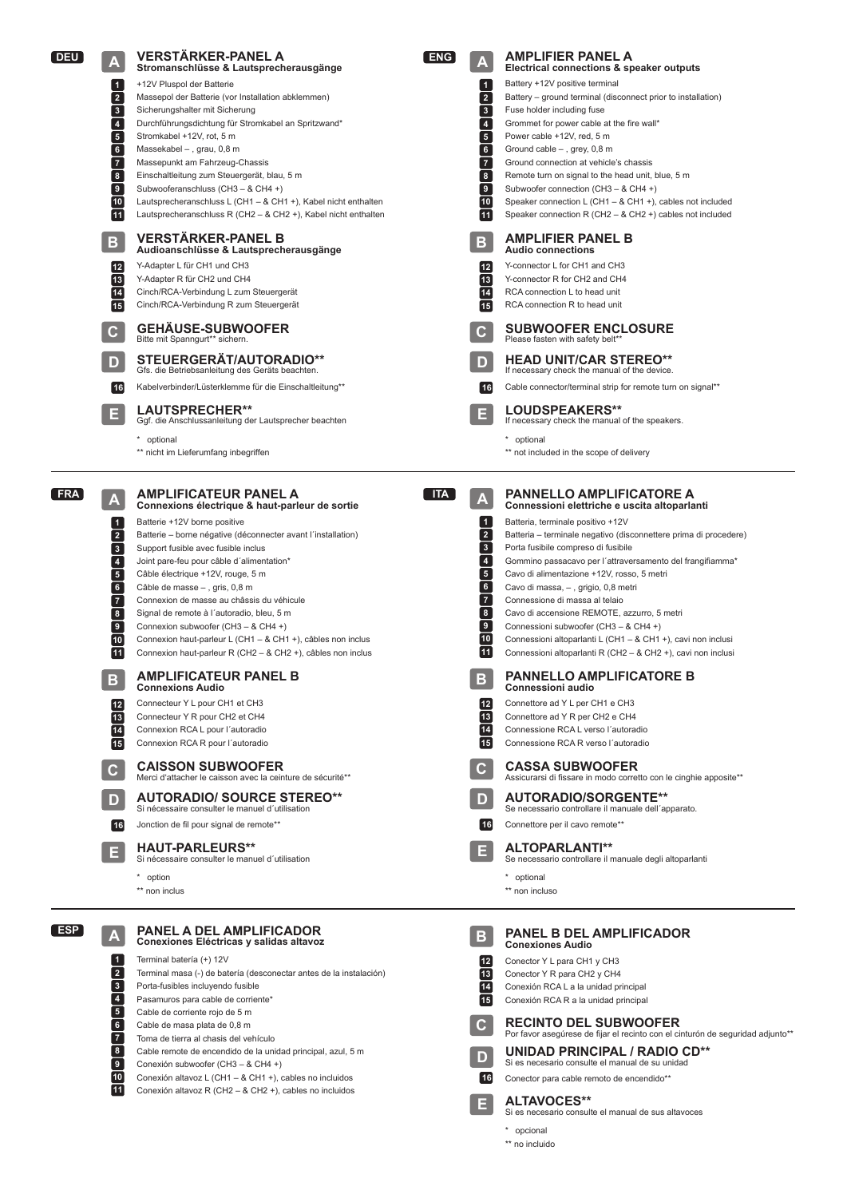**DEU**

## A VERSTÄRKER-PANEL A
**Stromanschlüsse & Lautsprecherausgänge**

1. +12V Pluspol der Batterie
2. Massepol der Batterie (vor Installation abklemmen)
3. Sicherungshalter mit Sicherung
4. Durchführungsdichtung für Stromkabel an Spritzwand*
5. Stromkabel +12V, rot, 5 m
6. Massekabel – , grau, 0,8 m
7. Massepunkt am Fahrzeug-Chassis
8. Einschaltleitung zum Steuergerät, blau, 5 m
9. Subwooferanschluss (CH3 – & CH4 +)
10. Lautsprecheranschluss L (CH1 – & CH1 +), Kabel nicht enthalten
11. Lautsprecheranschluss R (CH2 – & CH2 +), Kabel nicht enthalten

## B VERSTÄRKER-PANEL B
**Audioanschlüsse & Lautsprecherausgänge**

12. Y-Adapter L für CH1 und CH3
13. Y-Adapter R für CH2 und CH4
14. Cinch/RCA-Verbindung L zum Steuergerät
15. Cinch/RCA-Verbindung R zum Steuergerät

## C GEHÄUSE-SUBWOOFER
Bitte mit Spanngurt** sichern.

## D STEUERGERÄT/AUTORADIO**
Gfs. die Betriebsanleitung des Geräts beachten.

16. Kabelverbinder/Lüsterklemme für die Einschaltleitung**

## E LAUTSPRECHER**
Ggf. die Anschlussanleitung der Lautsprecher beachten

\* optional
** nicht im Lieferumfang inbegriffen

**ENG**

## A AMPLIFIER PANEL A
**Electrical connections & speaker outputs**

1. Battery +12V positive terminal
2. Battery – ground terminal (disconnect prior to installation)
3. Fuse holder including fuse
4. Grommet for power cable at the fire wall*
5. Power cable +12V, red, 5 m
6. Ground cable – , grey, 0,8 m
7. Ground connection at vehicle's chassis
8. Remote turn on signal to the head unit, blue, 5 m
9. Subwoofer connection (CH3 – & CH4 +)
10. Speaker connection L (CH1 – & CH1 +), cables not included
11. Speaker connection R (CH2 – & CH2 +) cables not included

## B AMPLIFIER PANEL B
**Audio connections**

12. Y-connector L for CH1 and CH3
13. Y-connector R for CH2 and CH4
14. RCA connection L to head unit
15. RCA connection R to head unit

## C SUBWOOFER ENCLOSURE
Please fasten with safety belt**

## D HEAD UNIT/CAR STEREO**
If necessary check the manual of the device.

16. Cable connector/terminal strip for remote turn on signal**

## E LOUDSPEAKERS**
If necessary check the manual of the speakers.

\* optional
** not included in the scope of delivery

**FRA**

## A AMPLIFICATEUR PANEL A
**Connexions électrique & haut-parleur de sortie**

1. Batterie +12V borne positive
2. Batterie – borne négative (déconnecter avant l´installation)
3. Support fusible avec fusible inclus
4. Joint pare-feu pour câble d´alimentation*
5. Câble électrique +12V, rouge, 5 m
6. Câble de masse – , gris, 0,8 m
7. Connexion de masse au châssis du véhicule
8. Signal de remote à l´autoradio, bleu, 5 m
9. Connexion subwoofer (CH3 – & CH4 +)
10. Connexion haut-parleur L (CH1 – & CH1 +), câbles non inclus
11. Connexion haut-parleur R (CH2 – & CH2 +), câbles non inclus

## B AMPLIFICATEUR PANEL B
**Connexions Audio**

12. Connecteur Y L pour CH1 et CH3
13. Connecteur Y R pour CH2 et CH4
14. Connexion RCA L pour l´autoradio
15. Connexion RCA R pour l´autoradio

## C CAISSON SUBWOOFER
Merci d'attacher le caisson avec la ceinture de sécurité**

## D AUTORADIO/ SOURCE STEREO**
Si nécessaire consulter le manuel d´utilisation

16. Jonction de fil pour signal de remote**

## E HAUT-PARLEURS**
Si nécessaire consulter le manuel d´utilisation

\* option
** non inclus

**ITA**

## A PANNELLO AMPLIFICATORE A
**Connessioni elettriche e uscita altoparlanti**

1. Batteria, terminale positivo +12V
2. Batteria – terminale negativo (disconnettere prima di procedere)
3. Porta fusibile compreso di fusibile
4. Gommino passacavo per l´attraversamento del frangifiamma*
5. Cavo di alimentazione +12V, rosso, 5 metri
6. Cavo di massa, – , grigio, 0,8 metri
7. Connessione di massa al telaio
8. Cavo di accensione REMOTE, azzurro, 5 metri
9. Connessioni subwoofer (CH3 – & CH4 +)
10. Connessioni altoparlanti L (CH1 – & CH1 +), cavi non inclusi
11. Connessioni altoparlanti R (CH2 – & CH2 +), cavi non inclusi

## B PANNELLO AMPLIFICATORE B
**Connessioni audio**

12. Connettore ad Y L per CH1 e CH3
13. Connettore ad Y R per CH2 e CH4
14. Connessione RCA L verso l´autoradio
15. Connessione RCA R verso l´autoradio

## C CASSA SUBWOOFER
Assicurarsi di fissare in modo corretto con le cinghie apposite**

## D AUTORADIO/SORGENTE**
Se necessario controllare il manuale dell´apparato.

16. Connettore per il cavo remote**

## E ALTOPARLANTI**
Se necessario controllare il manuale degli altoparlanti

\* optional
** non incluso

**ESP**

## A PANEL A DEL AMPLIFICADOR
**Conexiones Eléctricas y salidas altavoz**

1. Terminal batería (+) 12V
2. Terminal masa (-) de batería (desconectar antes de la instalación)
3. Porta-fusibles incluyendo fusible
4. Pasamuros para cable de corriente*
5. Cable de corriente rojo de 5 m
6. Cable de masa plata de 0,8 m
7. Toma de tierra al chasis del vehículo
8. Cable remote de encendido de la unidad principal, azul, 5 m
9. Conexión subwoofer (CH3 – & CH4 +)
10. Conexión altavoz L (CH1 – & CH1 +), cables no incluidos
11. Conexión altavoz R (CH2 – & CH2 +), cables no incluidos

## B PANEL B DEL AMPLIFICADOR
**Conexiones Audio**

12. Conector Y L para CH1 y CH3
13. Conector Y R para CH2 y CH4
14. Conexión RCA L a la unidad principal
15. Conexión RCA R a la unidad principal

## C RECINTO DEL SUBWOOFER
Por favor asegúrese de fijar el recinto con el cinturón de seguridad adjunto**

## D UNIDAD PRINCIPAL / RADIO CD**
Si es necesario consulte el manual de su unidad

16. Conector para cable remoto de encendido**

## E ALTAVOCES**
Si es necesario consulte el manual de sus altavoces

\* opcional
** no incluido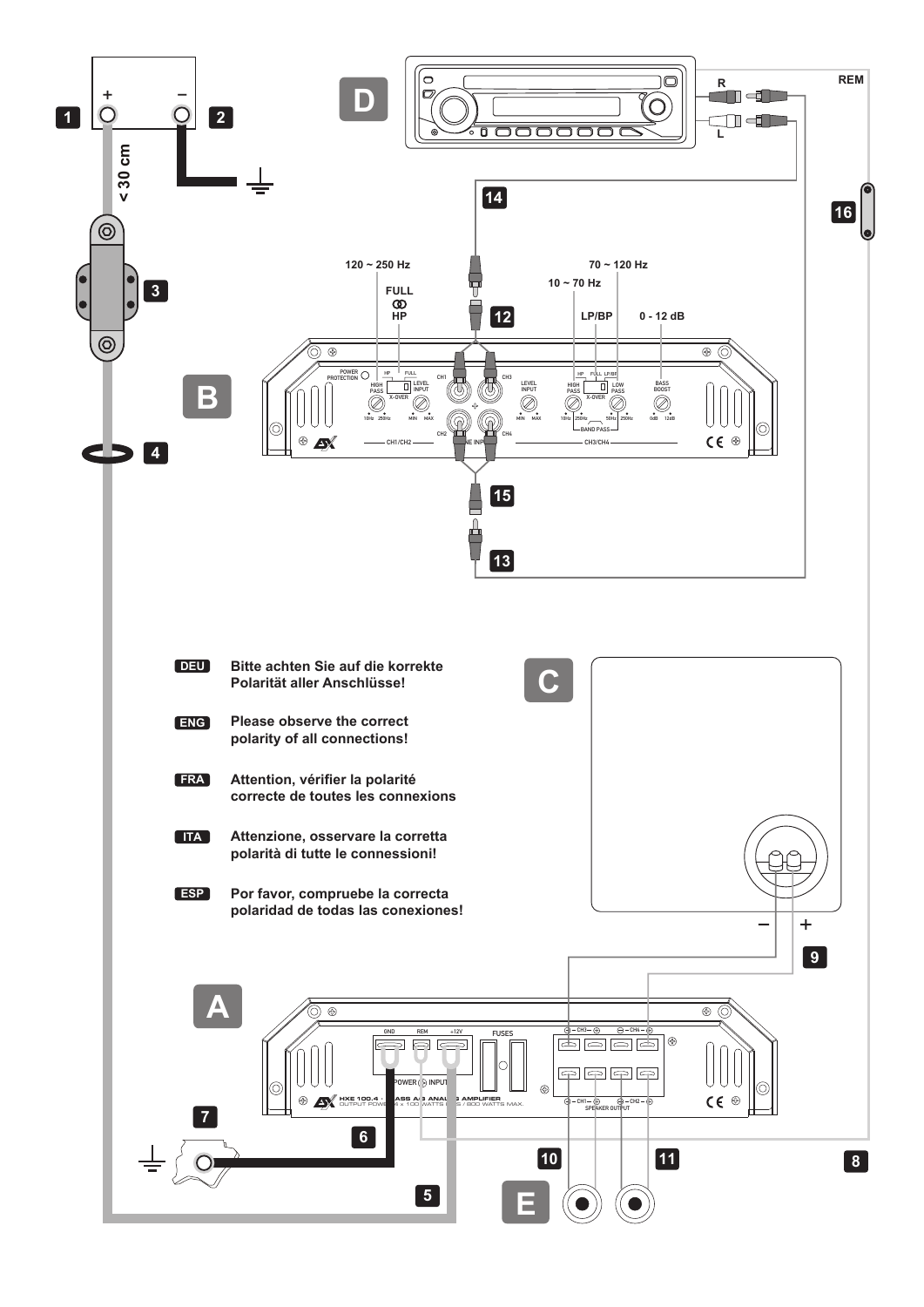**DEU** Bitte achten Sie auf die korrekte Polarität aller Anschlüsse!

**ENG** Please observe the correct polarity of all connections!

**FRA** Attention, vérifier la polarité correcte de toutes les connexions

**ITA** Attenzione, osservare la corretta polarità di tutte le connessioni!

**ESP** Por favor, compruebe la correcta polaridad de todas las conexiones!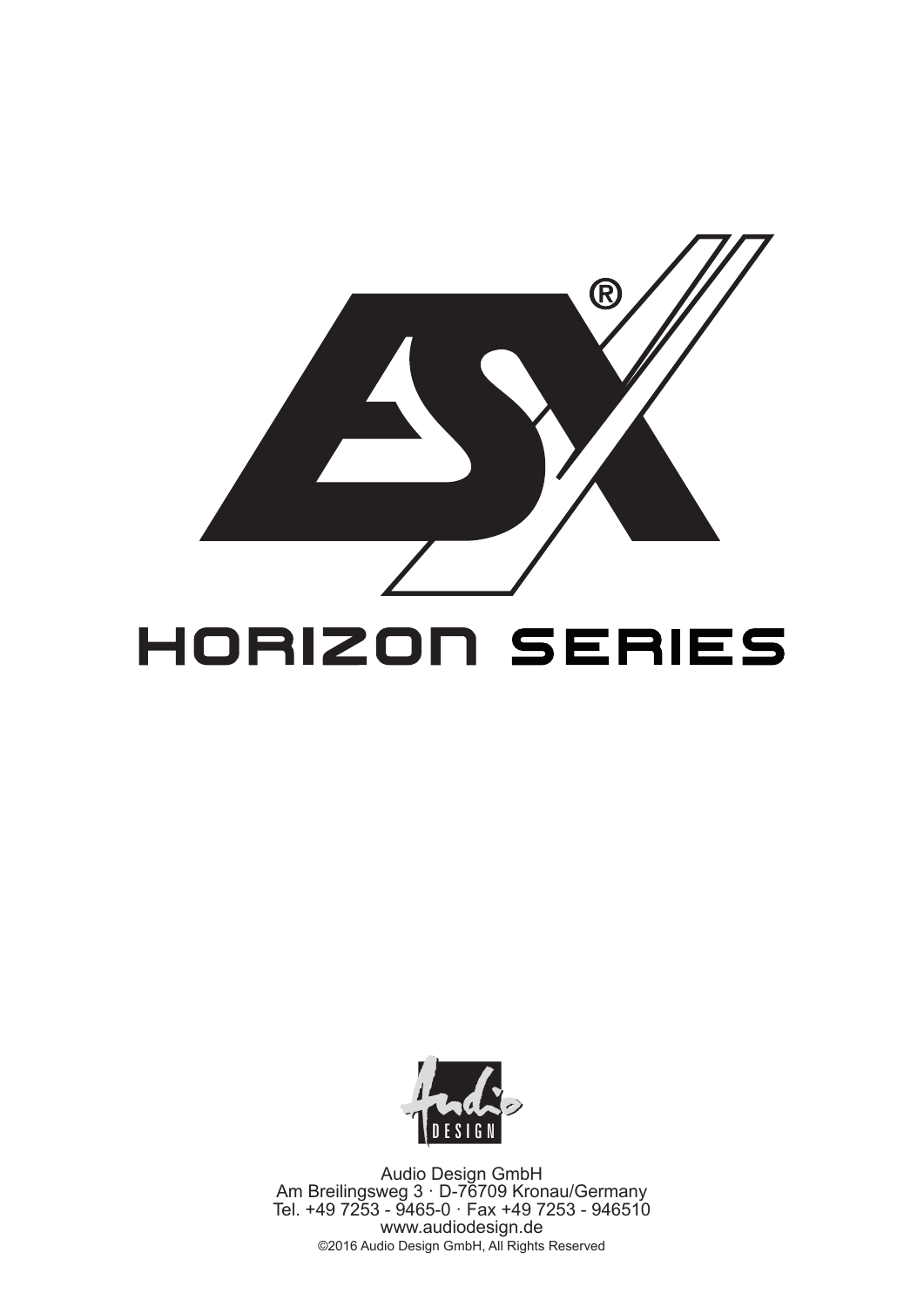# HORIZON SERIES

Audio Design GmbH
Am Breilingsweg 3 · D-76709 Kronau/Germany
Tel. +49 7253 - 9465-0 · Fax +49 7253 - 946510
www.audiodesign.de
©2016 Audio Design GmbH, All Rights Reserved